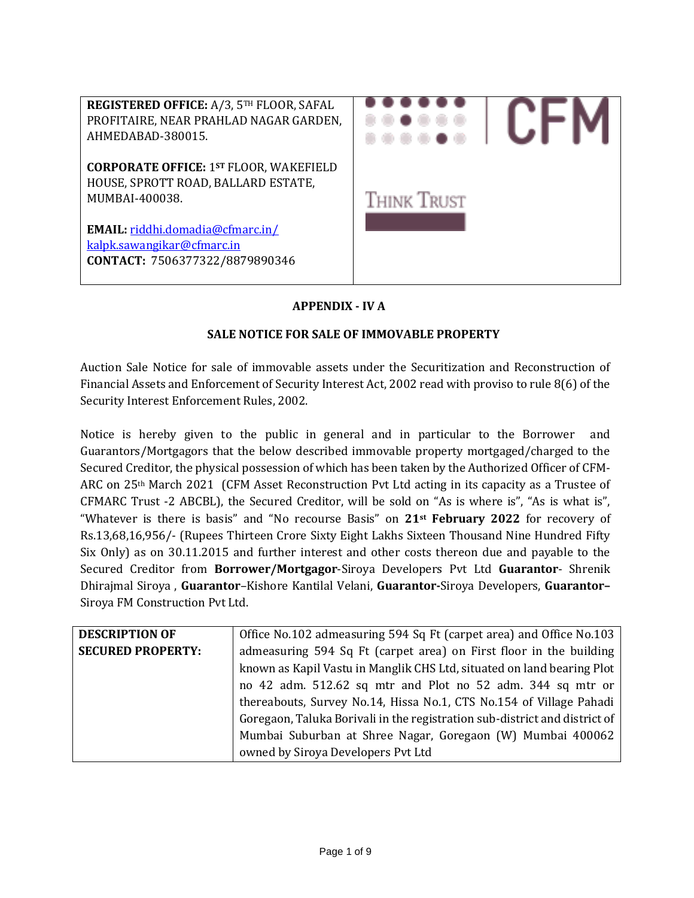**REGISTERED OFFICE:** A/3, 5TH FLOOR, SAFAL PROFITAIRE, NEAR PRAHLAD NAGAR GARDEN, AHMEDABAD-380015.

**CORPORATE OFFICE:** 1ST FLOOR, WAKEFIELD HOUSE, SPROTT ROAD, BALLARD ESTATE, MUMBAI-400038.

**EMAIL:** riddhi.domadia@cfmarc.in/ kalpk.sawangikar@cfmarc.in
**CONTACT:** 7506377322/8879890346

CFM
THINK TRUST

## APPENDIX - IV A

## SALE NOTICE FOR SALE OF IMMOVABLE PROPERTY

Auction Sale Notice for sale of immovable assets under the Securitization and Reconstruction of Financial Assets and Enforcement of Security Interest Act, 2002 read with proviso to rule 8(6) of the Security Interest Enforcement Rules, 2002.

Notice is hereby given to the public in general and in particular to the Borrower and Guarantors/Mortgagors that the below described immovable property mortgaged/charged to the Secured Creditor, the physical possession of which has been taken by the Authorized Officer of CFM-ARC on 25th March 2021 (CFM Asset Reconstruction Pvt Ltd acting in its capacity as a Trustee of CFMARC Trust -2 ABCBL), the Secured Creditor, will be sold on "As is where is", "As is what is", "Whatever is there is basis" and "No recourse Basis" on **21st February 2022** for recovery of Rs.13,68,16,956/- (Rupees Thirteen Crore Sixty Eight Lakhs Sixteen Thousand Nine Hundred Fifty Six Only) as on 30.11.2015 and further interest and other costs thereon due and payable to the Secured Creditor from **Borrower/Mortgagor**-Siroya Developers Pvt Ltd **Guarantor**- Shrenik Dhirajmal Siroya , **Guarantor**–Kishore Kantilal Velani, **Guarantor-**Siroya Developers, **Guarantor–** Siroya FM Construction Pvt Ltd.

| **DESCRIPTION OF SECURED PROPERTY:** | Office No.102 admeasuring 594 Sq Ft (carpet area) and Office No.103 admeasuring 594 Sq Ft (carpet area) on First floor in the building known as Kapil Vastu in Manglik CHS Ltd, situated on land bearing Plot no 42 adm. 512.62 sq mtr and Plot no 52 adm. 344 sq mtr or thereabouts, Survey No.14, Hissa No.1, CTS No.154 of Village Pahadi Goregaon, Taluka Borivali in the registration sub-district and district of Mumbai Suburban at Shree Nagar, Goregaon (W) Mumbai 400062 owned by Siroya Developers Pvt Ltd |
|---|---|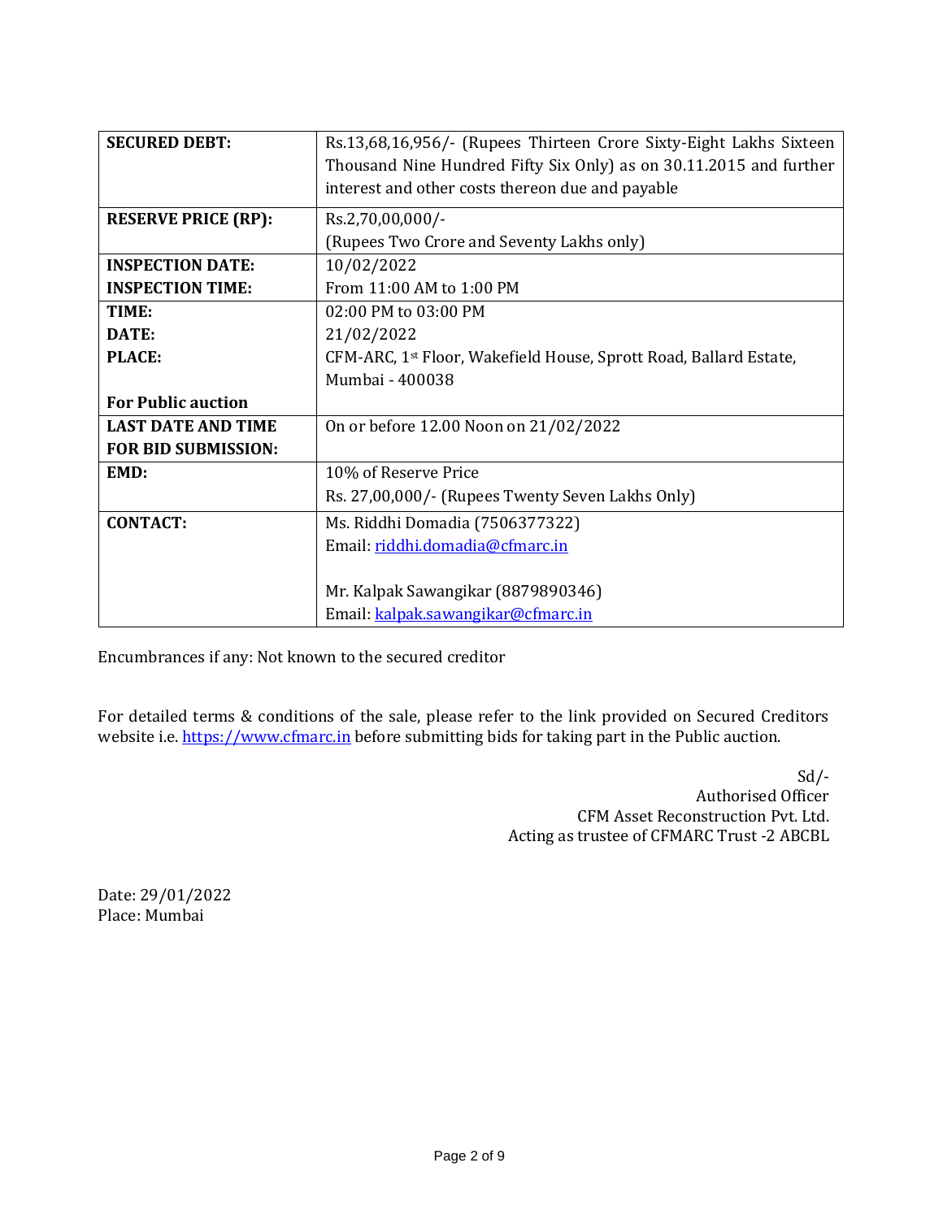| | |
|---|---|
| **SECURED DEBT:** | Rs.13,68,16,956/- (Rupees Thirteen Crore Sixty-Eight Lakhs Sixteen Thousand Nine Hundred Fifty Six Only) as on 30.11.2015 and further interest and other costs thereon due and payable |
| **RESERVE PRICE (RP):** | Rs.2,70,00,000/-<br>(Rupees Two Crore and Seventy Lakhs only) |
| **INSPECTION DATE:**<br>**INSPECTION TIME:** | 10/02/2022<br>From 11:00 AM to 1:00 PM |
| **TIME:**<br>**DATE:**<br>**PLACE:**<br><br>**For Public auction** | 02:00 PM to 03:00 PM<br>21/02/2022<br>CFM-ARC, 1st Floor, Wakefield House, Sprott Road, Ballard Estate, Mumbai - 400038 |
| **LAST DATE AND TIME FOR BID SUBMISSION:** | On or before 12.00 Noon on 21/02/2022 |
| **EMD:** | 10% of Reserve Price<br>Rs. 27,00,000/- (Rupees Twenty Seven Lakhs Only) |
| **CONTACT:** | Ms. Riddhi Domadia (7506377322)<br>Email: riddhi.domadia@cfmarc.in<br><br>Mr. Kalpak Sawangikar (8879890346)<br>Email: kalpak.sawangikar@cfmarc.in |

Encumbrances if any: Not known to the secured creditor

For detailed terms & conditions of the sale, please refer to the link provided on Secured Creditors website i.e. https://www.cfmarc.in before submitting bids for taking part in the Public auction.

Sd/-
Authorised Officer
CFM Asset Reconstruction Pvt. Ltd.
Acting as trustee of CFMARC Trust -2 ABCBL

Date: 29/01/2022
Place: Mumbai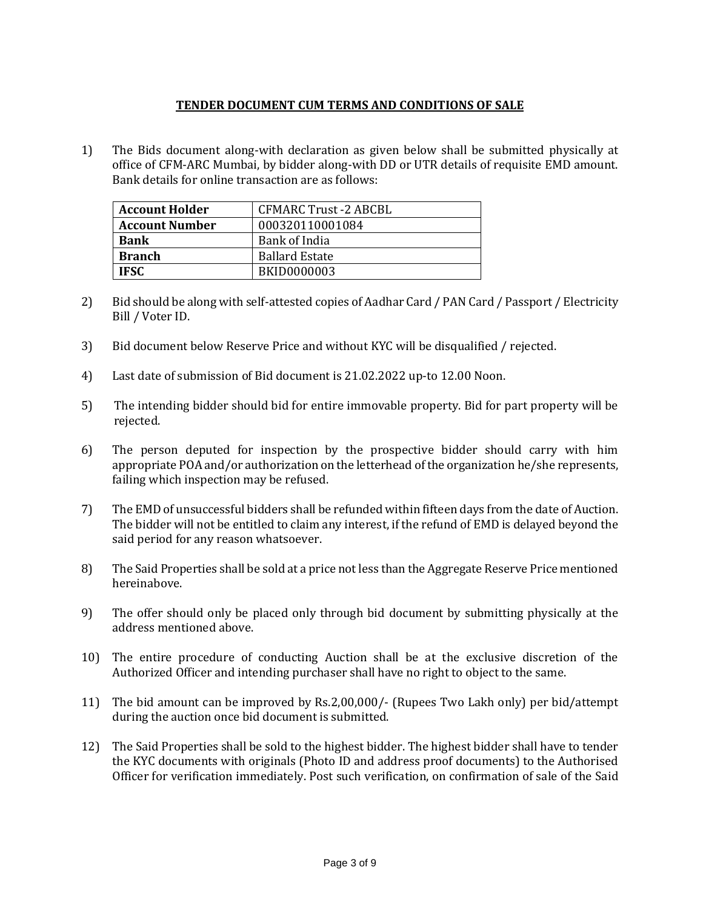## TENDER DOCUMENT CUM TERMS AND CONDITIONS OF SALE

1) The Bids document along-with declaration as given below shall be submitted physically at office of CFM-ARC Mumbai, by bidder along-with DD or UTR details of requisite EMD amount. Bank details for online transaction are as follows:

| **Account Holder** | CFMARC Trust -2 ABCBL |
|---|---|
| **Account Number** | 000320110001084 |
| **Bank** | Bank of India |
| **Branch** | Ballard Estate |
| **IFSC** | BKID0000003 |

2) Bid should be along with self-attested copies of Aadhar Card / PAN Card / Passport / Electricity Bill / Voter ID.

3) Bid document below Reserve Price and without KYC will be disqualified / rejected.

4) Last date of submission of Bid document is 21.02.2022 up-to 12.00 Noon.

5) The intending bidder should bid for entire immovable property. Bid for part property will be rejected.

6) The person deputed for inspection by the prospective bidder should carry with him appropriate POA and/or authorization on the letterhead of the organization he/she represents, failing which inspection may be refused.

7) The EMD of unsuccessful bidders shall be refunded within fifteen days from the date of Auction. The bidder will not be entitled to claim any interest, if the refund of EMD is delayed beyond the said period for any reason whatsoever.

8) The Said Properties shall be sold at a price not less than the Aggregate Reserve Price mentioned hereinabove.

9) The offer should only be placed only through bid document by submitting physically at the address mentioned above.

10) The entire procedure of conducting Auction shall be at the exclusive discretion of the Authorized Officer and intending purchaser shall have no right to object to the same.

11) The bid amount can be improved by Rs.2,00,000/- (Rupees Two Lakh only) per bid/attempt during the auction once bid document is submitted.

12) The Said Properties shall be sold to the highest bidder. The highest bidder shall have to tender the KYC documents with originals (Photo ID and address proof documents) to the Authorised Officer for verification immediately. Post such verification, on confirmation of sale of the Said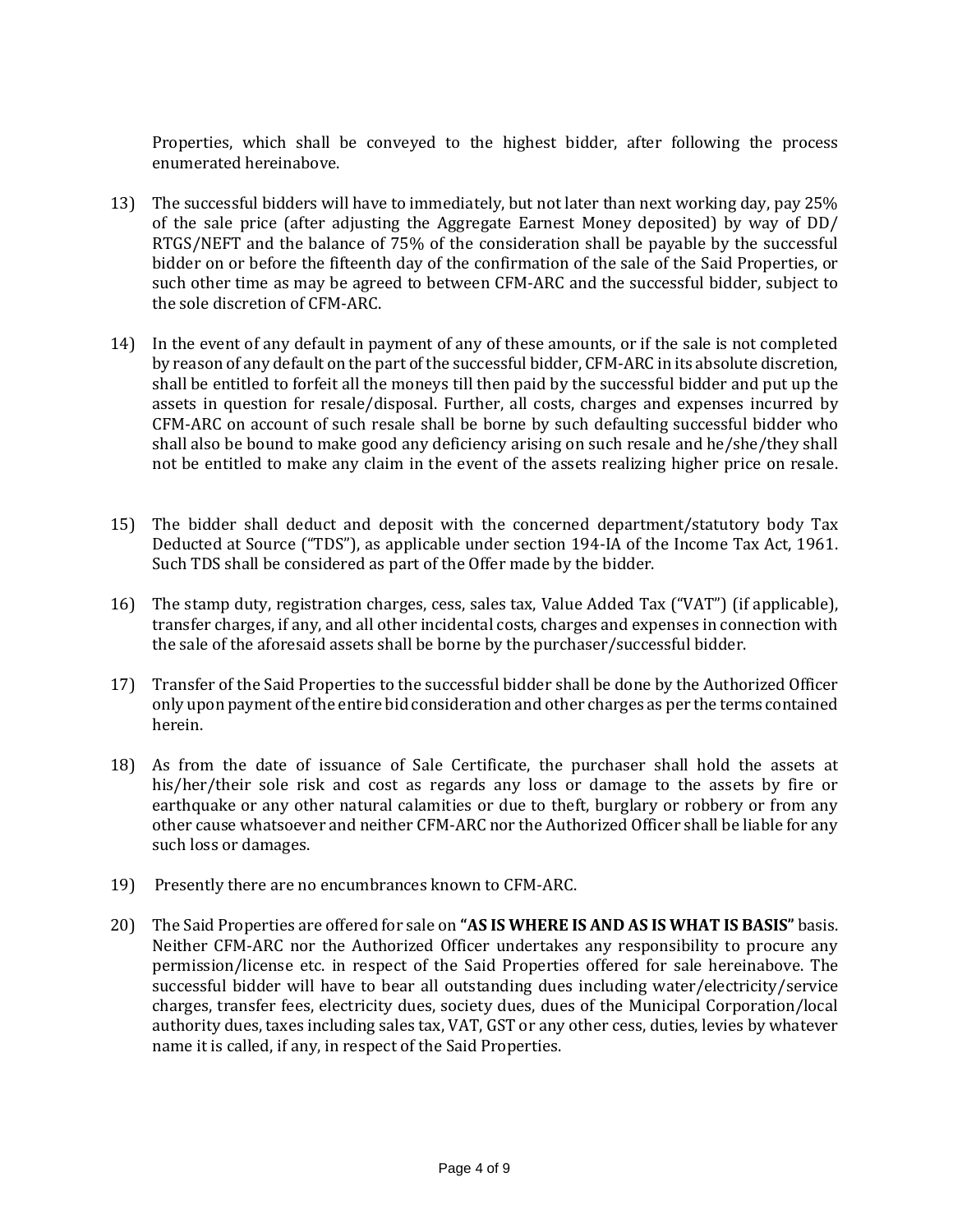Properties, which shall be conveyed to the highest bidder, after following the process enumerated hereinabove.

13) The successful bidders will have to immediately, but not later than next working day, pay 25% of the sale price (after adjusting the Aggregate Earnest Money deposited) by way of DD/ RTGS/NEFT and the balance of 75% of the consideration shall be payable by the successful bidder on or before the fifteenth day of the confirmation of the sale of the Said Properties, or such other time as may be agreed to between CFM-ARC and the successful bidder, subject to the sole discretion of CFM-ARC.

14) In the event of any default in payment of any of these amounts, or if the sale is not completed by reason of any default on the part of the successful bidder, CFM-ARC in its absolute discretion, shall be entitled to forfeit all the moneys till then paid by the successful bidder and put up the assets in question for resale/disposal. Further, all costs, charges and expenses incurred by CFM-ARC on account of such resale shall be borne by such defaulting successful bidder who shall also be bound to make good any deficiency arising on such resale and he/she/they shall not be entitled to make any claim in the event of the assets realizing higher price on resale.

15) The bidder shall deduct and deposit with the concerned department/statutory body Tax Deducted at Source ("TDS"), as applicable under section 194-IA of the Income Tax Act, 1961. Such TDS shall be considered as part of the Offer made by the bidder.

16) The stamp duty, registration charges, cess, sales tax, Value Added Tax ("VAT") (if applicable), transfer charges, if any, and all other incidental costs, charges and expenses in connection with the sale of the aforesaid assets shall be borne by the purchaser/successful bidder.

17) Transfer of the Said Properties to the successful bidder shall be done by the Authorized Officer only upon payment of the entire bid consideration and other charges as per the terms contained herein.

18) As from the date of issuance of Sale Certificate, the purchaser shall hold the assets at his/her/their sole risk and cost as regards any loss or damage to the assets by fire or earthquake or any other natural calamities or due to theft, burglary or robbery or from any other cause whatsoever and neither CFM-ARC nor the Authorized Officer shall be liable for any such loss or damages.

19) Presently there are no encumbrances known to CFM-ARC.

20) The Said Properties are offered for sale on **"AS IS WHERE IS AND AS IS WHAT IS BASIS"** basis. Neither CFM-ARC nor the Authorized Officer undertakes any responsibility to procure any permission/license etc. in respect of the Said Properties offered for sale hereinabove. The successful bidder will have to bear all outstanding dues including water/electricity/service charges, transfer fees, electricity dues, society dues, dues of the Municipal Corporation/local authority dues, taxes including sales tax, VAT, GST or any other cess, duties, levies by whatever name it is called, if any, in respect of the Said Properties.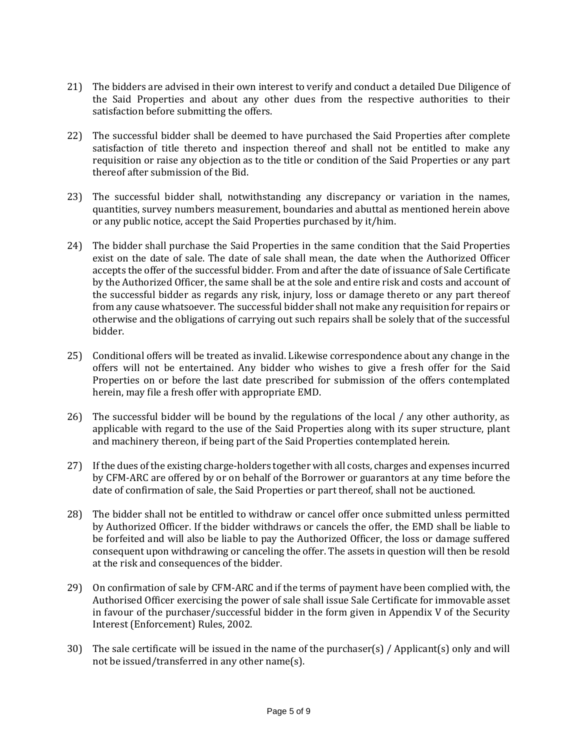21) The bidders are advised in their own interest to verify and conduct a detailed Due Diligence of the Said Properties and about any other dues from the respective authorities to their satisfaction before submitting the offers.

22) The successful bidder shall be deemed to have purchased the Said Properties after complete satisfaction of title thereto and inspection thereof and shall not be entitled to make any requisition or raise any objection as to the title or condition of the Said Properties or any part thereof after submission of the Bid.

23) The successful bidder shall, notwithstanding any discrepancy or variation in the names, quantities, survey numbers measurement, boundaries and abuttal as mentioned herein above or any public notice, accept the Said Properties purchased by it/him.

24) The bidder shall purchase the Said Properties in the same condition that the Said Properties exist on the date of sale. The date of sale shall mean, the date when the Authorized Officer accepts the offer of the successful bidder. From and after the date of issuance of Sale Certificate by the Authorized Officer, the same shall be at the sole and entire risk and costs and account of the successful bidder as regards any risk, injury, loss or damage thereto or any part thereof from any cause whatsoever. The successful bidder shall not make any requisition for repairs or otherwise and the obligations of carrying out such repairs shall be solely that of the successful bidder.

25) Conditional offers will be treated as invalid. Likewise correspondence about any change in the offers will not be entertained. Any bidder who wishes to give a fresh offer for the Said Properties on or before the last date prescribed for submission of the offers contemplated herein, may file a fresh offer with appropriate EMD.

26) The successful bidder will be bound by the regulations of the local / any other authority, as applicable with regard to the use of the Said Properties along with its super structure, plant and machinery thereon, if being part of the Said Properties contemplated herein.

27) If the dues of the existing charge-holders together with all costs, charges and expenses incurred by CFM-ARC are offered by or on behalf of the Borrower or guarantors at any time before the date of confirmation of sale, the Said Properties or part thereof, shall not be auctioned.

28) The bidder shall not be entitled to withdraw or cancel offer once submitted unless permitted by Authorized Officer. If the bidder withdraws or cancels the offer, the EMD shall be liable to be forfeited and will also be liable to pay the Authorized Officer, the loss or damage suffered consequent upon withdrawing or canceling the offer. The assets in question will then be resold at the risk and consequences of the bidder.

29) On confirmation of sale by CFM-ARC and if the terms of payment have been complied with, the Authorised Officer exercising the power of sale shall issue Sale Certificate for immovable asset in favour of the purchaser/successful bidder in the form given in Appendix V of the Security Interest (Enforcement) Rules, 2002.

30) The sale certificate will be issued in the name of the purchaser(s) / Applicant(s) only and will not be issued/transferred in any other name(s).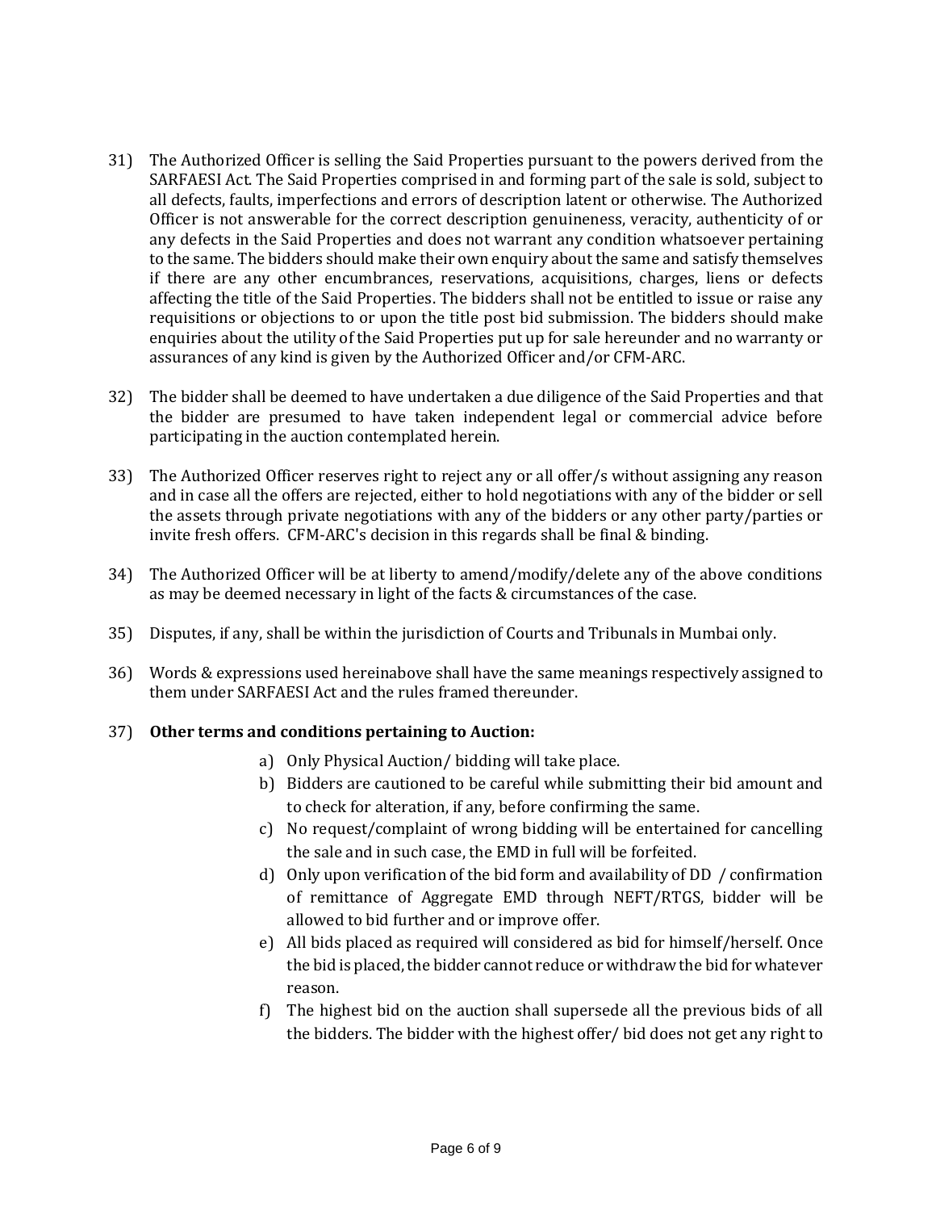31) The Authorized Officer is selling the Said Properties pursuant to the powers derived from the SARFAESI Act. The Said Properties comprised in and forming part of the sale is sold, subject to all defects, faults, imperfections and errors of description latent or otherwise. The Authorized Officer is not answerable for the correct description genuineness, veracity, authenticity of or any defects in the Said Properties and does not warrant any condition whatsoever pertaining to the same. The bidders should make their own enquiry about the same and satisfy themselves if there are any other encumbrances, reservations, acquisitions, charges, liens or defects affecting the title of the Said Properties. The bidders shall not be entitled to issue or raise any requisitions or objections to or upon the title post bid submission. The bidders should make enquiries about the utility of the Said Properties put up for sale hereunder and no warranty or assurances of any kind is given by the Authorized Officer and/or CFM-ARC.

32) The bidder shall be deemed to have undertaken a due diligence of the Said Properties and that the bidder are presumed to have taken independent legal or commercial advice before participating in the auction contemplated herein.

33) The Authorized Officer reserves right to reject any or all offer/s without assigning any reason and in case all the offers are rejected, either to hold negotiations with any of the bidder or sell the assets through private negotiations with any of the bidders or any other party/parties or invite fresh offers. CFM-ARC's decision in this regards shall be final & binding.

34) The Authorized Officer will be at liberty to amend/modify/delete any of the above conditions as may be deemed necessary in light of the facts & circumstances of the case.

35) Disputes, if any, shall be within the jurisdiction of Courts and Tribunals in Mumbai only.

36) Words & expressions used hereinabove shall have the same meanings respectively assigned to them under SARFAESI Act and the rules framed thereunder.

37) **Other terms and conditions pertaining to Auction:**

   a) Only Physical Auction/ bidding will take place.
   b) Bidders are cautioned to be careful while submitting their bid amount and to check for alteration, if any, before confirming the same.
   c) No request/complaint of wrong bidding will be entertained for cancelling the sale and in such case, the EMD in full will be forfeited.
   d) Only upon verification of the bid form and availability of DD / confirmation of remittance of Aggregate EMD through NEFT/RTGS, bidder will be allowed to bid further and or improve offer.
   e) All bids placed as required will considered as bid for himself/herself. Once the bid is placed, the bidder cannot reduce or withdraw the bid for whatever reason.
   f) The highest bid on the auction shall supersede all the previous bids of all the bidders. The bidder with the highest offer/ bid does not get any right to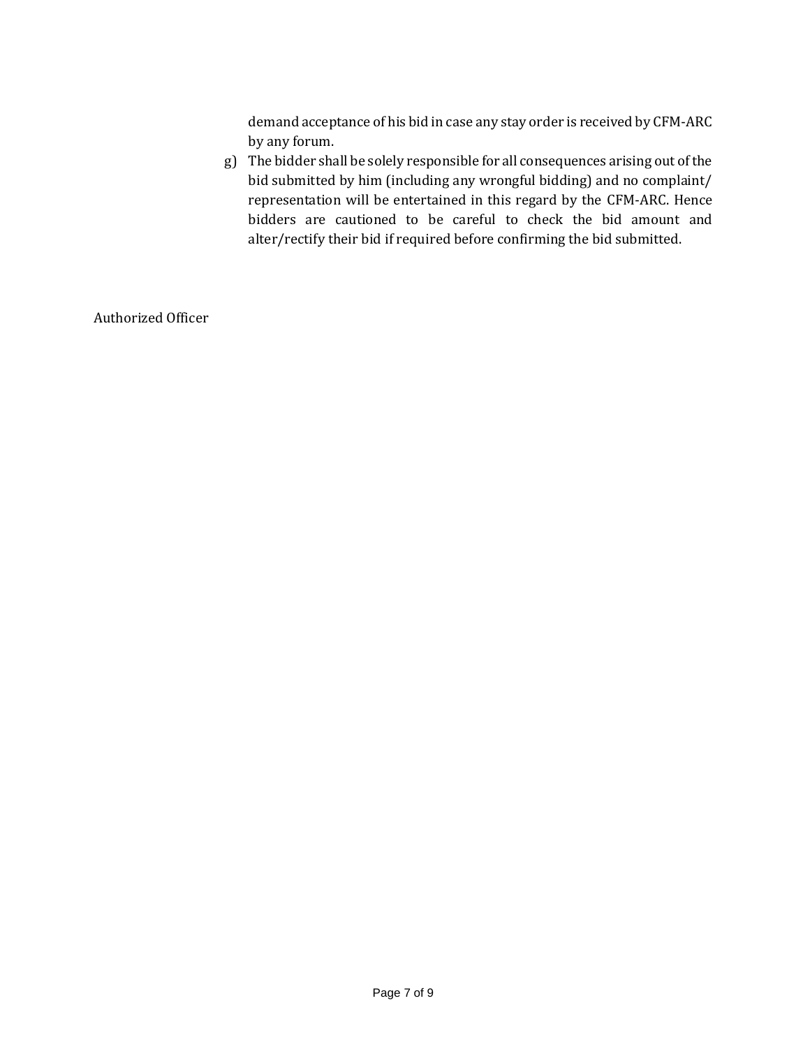demand acceptance of his bid in case any stay order is received by CFM-ARC by any forum.

g) The bidder shall be solely responsible for all consequences arising out of the bid submitted by him (including any wrongful bidding) and no complaint/ representation will be entertained in this regard by the CFM-ARC. Hence bidders are cautioned to be careful to check the bid amount and alter/rectify their bid if required before confirming the bid submitted.

Authorized Officer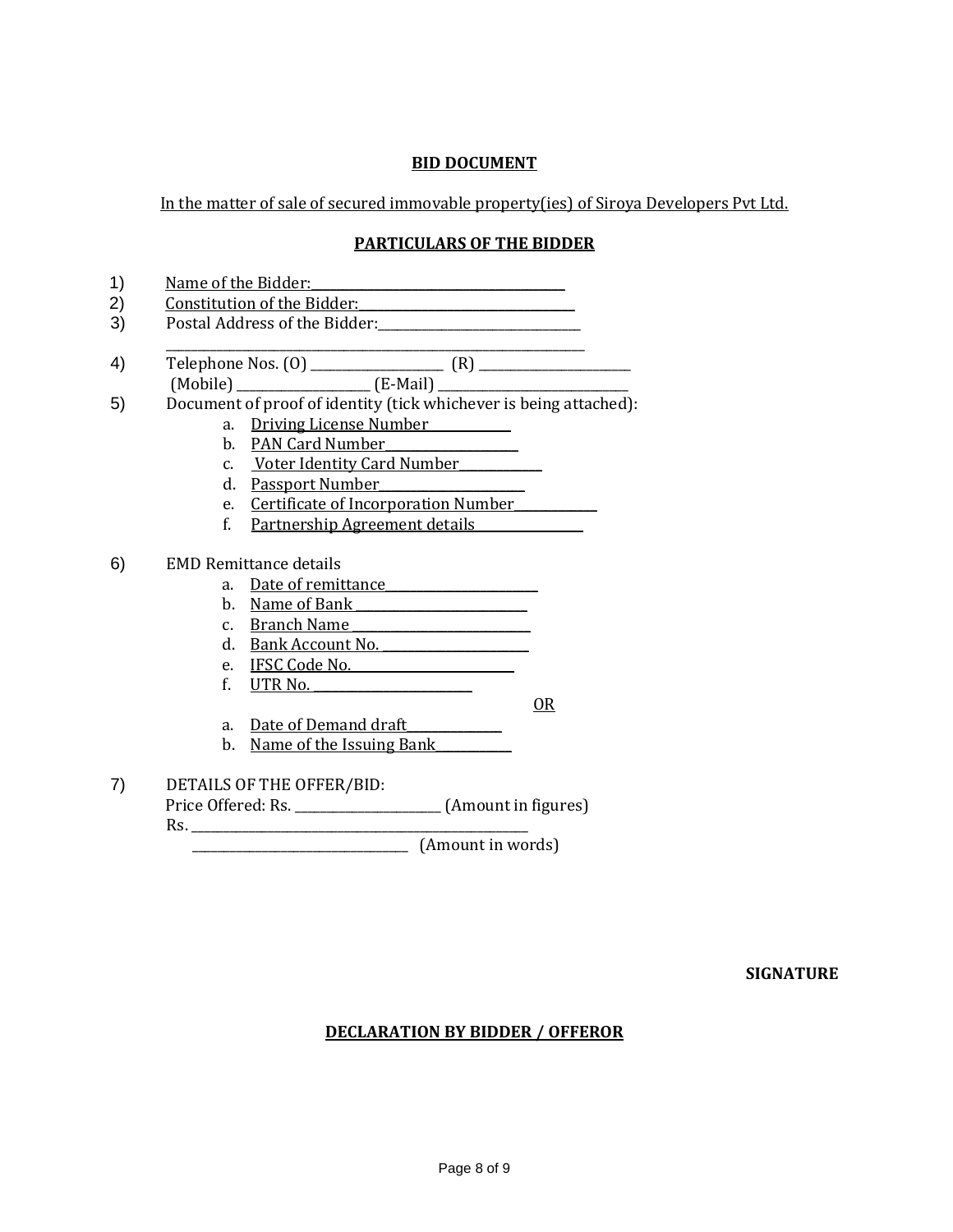**BID DOCUMENT**

In the matter of sale of secured immovable property(ies) of Siroya Developers Pvt Ltd.

**PARTICULARS OF THE BIDDER**

1) Name of the Bidder:______________________________________
2) Constitution of the Bidder:_______________________________
3) Postal Address of the Bidder:_____________________________
   ________________________________________________________________
4) Telephone Nos. (O) ____________________ (R) _______________________
   (Mobile) ____________________ (E-Mail) ____________________________
5) Document of proof of identity (tick whichever is being attached):
   a. Driving License Number ___________
   b. PAN Card Number___________________
   c. Voter Identity Card Number___________
   d. Passport Number____________________
   e. Certificate of Incorporation Number____________
   f. Partnership Agreement details _______________

6) EMD Remittance details
   a. Date of remittance_______________________
   b. Name of Bank __________________________
   c. Branch Name ___________________________
   d. Bank Account No. ______________________
   e. IFSC Code No.________________________
   f. UTR No. _______________________

   OR

   a. Date of Demand draft______________
   b. Name of the Issuing Bank___________

7) DETAILS OF THE OFFER/BID:
   Price Offered: Rs. ______________________ (Amount in figures)
   Rs. ____________________________________________________
   _________________________________ (Amount in words)

**SIGNATURE**

**DECLARATION BY BIDDER / OFFEROR**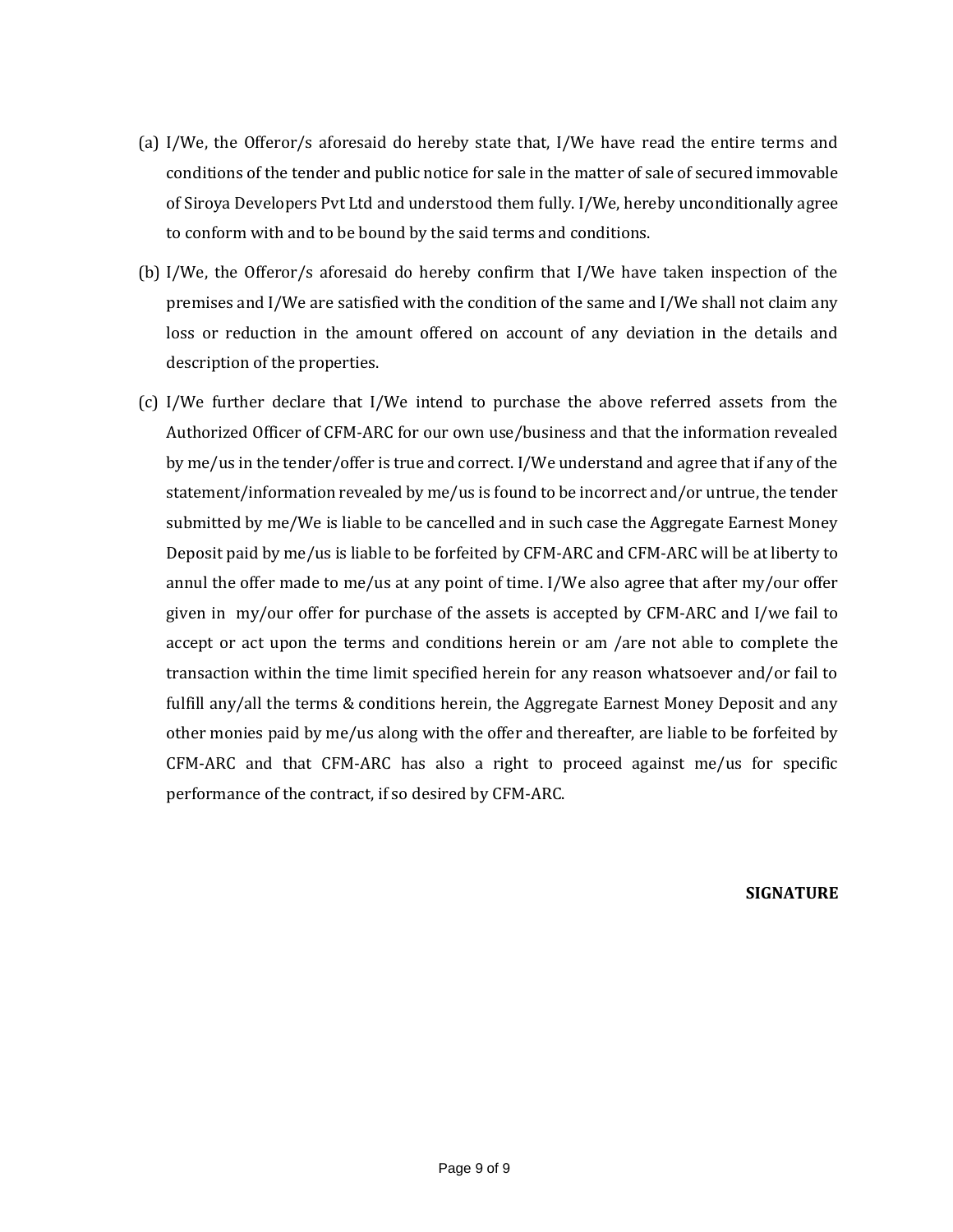(a) I/We, the Offeror/s aforesaid do hereby state that, I/We have read the entire terms and conditions of the tender and public notice for sale in the matter of sale of secured immovable of Siroya Developers Pvt Ltd and understood them fully. I/We, hereby unconditionally agree to conform with and to be bound by the said terms and conditions.

(b) I/We, the Offeror/s aforesaid do hereby confirm that I/We have taken inspection of the premises and I/We are satisfied with the condition of the same and I/We shall not claim any loss or reduction in the amount offered on account of any deviation in the details and description of the properties.

(c) I/We further declare that I/We intend to purchase the above referred assets from the Authorized Officer of CFM-ARC for our own use/business and that the information revealed by me/us in the tender/offer is true and correct. I/We understand and agree that if any of the statement/information revealed by me/us is found to be incorrect and/or untrue, the tender submitted by me/We is liable to be cancelled and in such case the Aggregate Earnest Money Deposit paid by me/us is liable to be forfeited by CFM-ARC and CFM-ARC will be at liberty to annul the offer made to me/us at any point of time. I/We also agree that after my/our offer given in my/our offer for purchase of the assets is accepted by CFM-ARC and I/we fail to accept or act upon the terms and conditions herein or am /are not able to complete the transaction within the time limit specified herein for any reason whatsoever and/or fail to fulfill any/all the terms & conditions herein, the Aggregate Earnest Money Deposit and any other monies paid by me/us along with the offer and thereafter, are liable to be forfeited by CFM-ARC and that CFM-ARC has also a right to proceed against me/us for specific performance of the contract, if so desired by CFM-ARC.

**SIGNATURE**